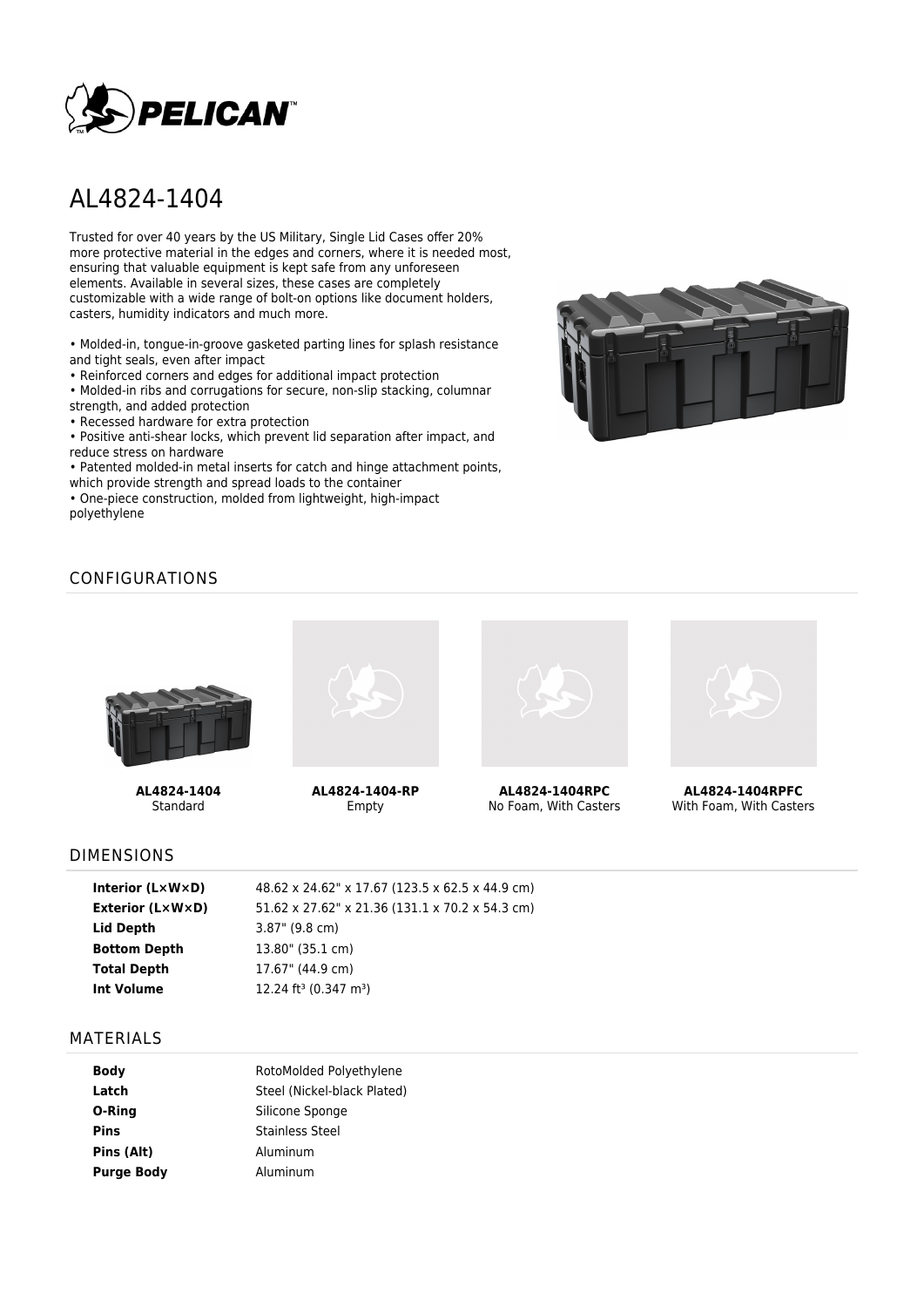# AL4824-1404

Trusted for over 40 years by the US Military, Single Lid Cases offer 20% more protective material in the edges and corners, where it is needed most, ensuring that valuable equipment is kept safe from any unforeseen elements. Available in several sizes, these cases are completely customizable with a wide range of bolt-on options like document holders, casters, humidity indicators and much more.

- Molded-in, tongue-in-groove gasketed parting lines for splash resistance and tight seals, even after impact
- Reinforced corners and edges for additional impact protection
- Molded-in ribs and corrugations for secure, non-slip stacking, columnar strength, and added protection
- Recessed hardware for extra protection
- Positive anti-shear locks, which prevent lid separation after impact, and reduce stress on hardware
- Patented molded-in metal inserts for catch and hinge attachment points, which provide strength and spread loads to the container
- One-piece construction, molded from lightweight, high-impact polyethylene

## CONFIGURATIONS

**AL4824-1404**
Standard

**AL4824-1404-RP**
Empty

**AL4824-1404RPC**
No Foam, With Casters

**AL4824-1404RPFC**
With Foam, With Casters

## DIMENSIONS

| | |
|---|---|
| **Interior (L×W×D)** | 48.62 x 24.62" x 17.67 (123.5 x 62.5 x 44.9 cm) |
| **Exterior (L×W×D)** | 51.62 x 27.62" x 21.36 (131.1 x 70.2 x 54.3 cm) |
| **Lid Depth** | 3.87" (9.8 cm) |
| **Bottom Depth** | 13.80" (35.1 cm) |
| **Total Depth** | 17.67" (44.9 cm) |
| **Int Volume** | 12.24 ft³ (0.347 m³) |

## MATERIALS

| | |
|---|---|
| **Body** | RotoMolded Polyethylene |
| **Latch** | Steel (Nickel-black Plated) |
| **O-Ring** | Silicone Sponge |
| **Pins** | Stainless Steel |
| **Pins (Alt)** | Aluminum |
| **Purge Body** | Aluminum |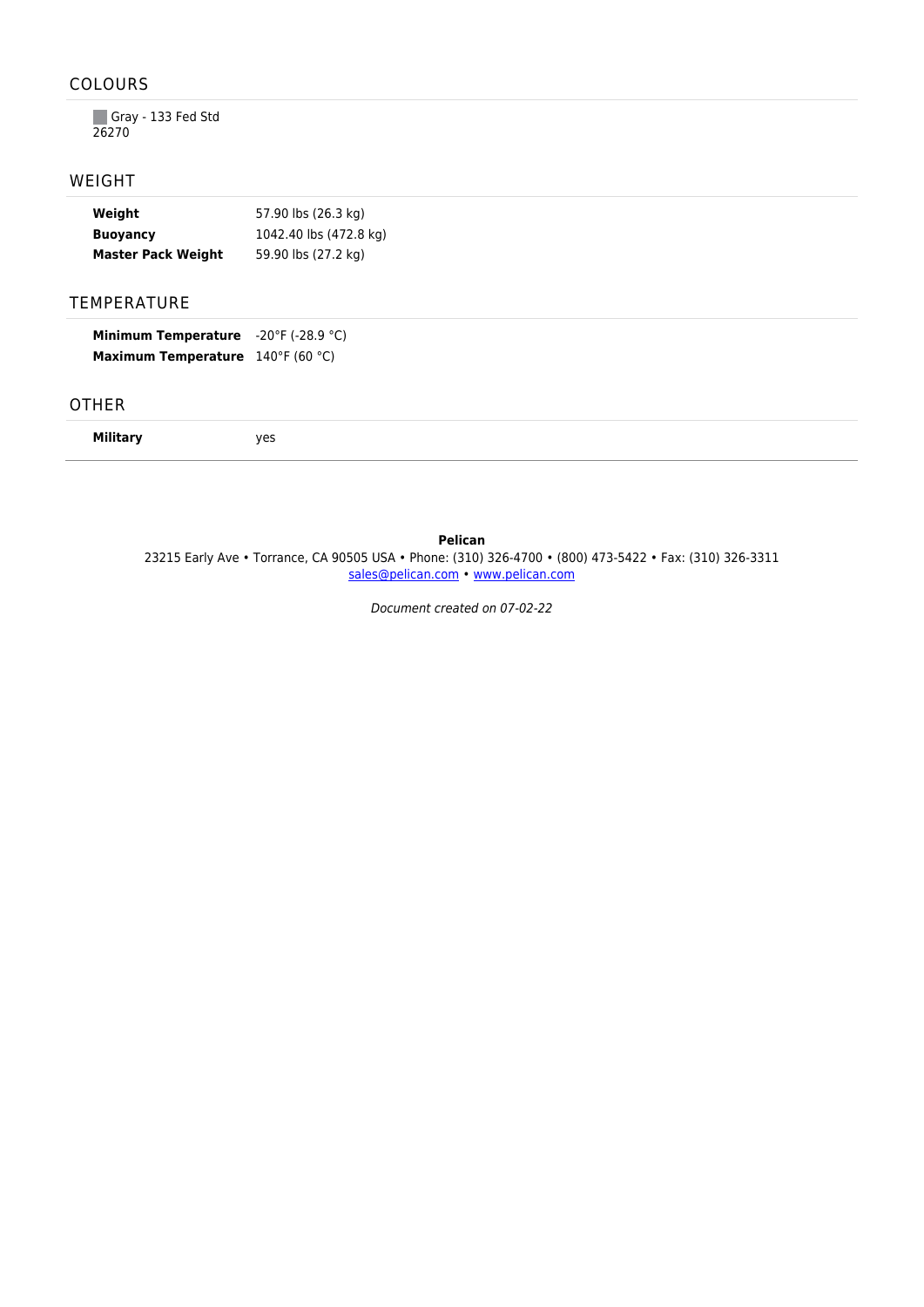## COLOURS

Gray - 133 Fed Std 26270

## WEIGHT

| | |
|---|---|
| **Weight** | 57.90 lbs (26.3 kg) |
| **Buoyancy** | 1042.40 lbs (472.8 kg) |
| **Master Pack Weight** | 59.90 lbs (27.2 kg) |

## TEMPERATURE

| | |
|---|---|
| **Minimum Temperature** | -20°F (-28.9 °C) |
| **Maximum Temperature** | 140°F (60 °C) |

## OTHER

| | |
|---|---|
| **Military** | yes |

**Pelican**

23215 Early Ave • Torrance, CA 90505 USA • Phone: (310) 326-4700 • (800) 473-5422 • Fax: (310) 326-3311

sales@pelican.com • www.pelican.com

*Document created on 07-02-22*